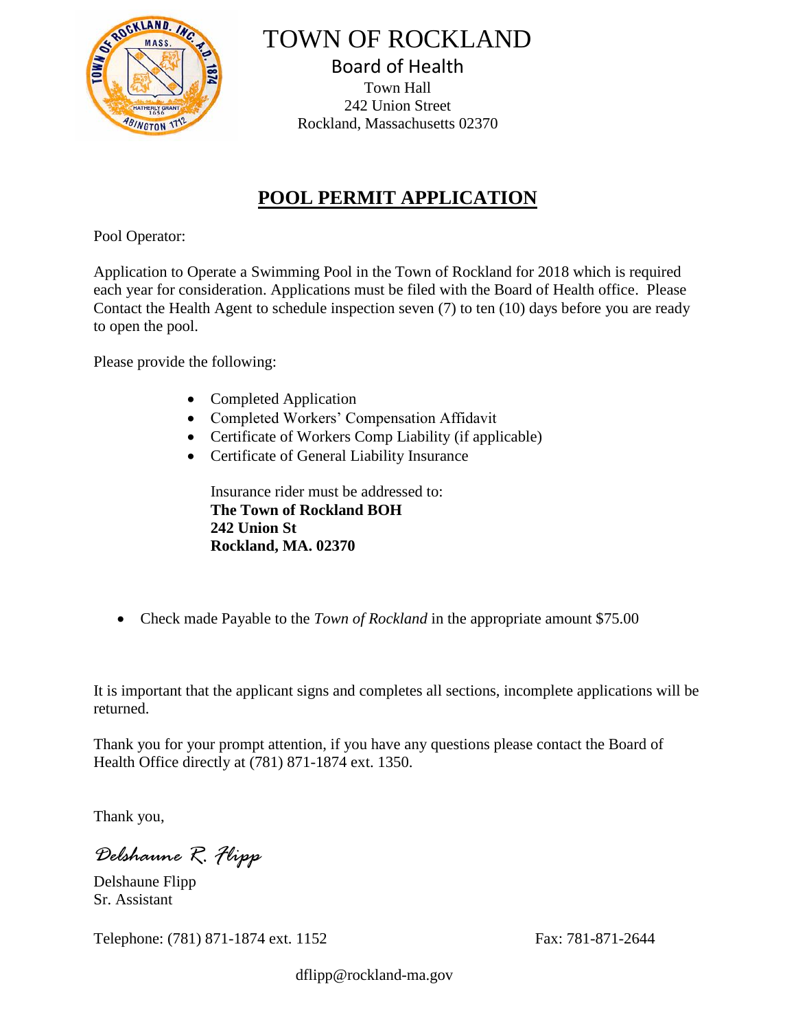# TOWN OF ROCKLAND

## Board of Health

Town Hall
242 Union Street
Rockland, Massachusetts 02370

## **POOL PERMIT APPLICATION**

Pool Operator:

Application to Operate a Swimming Pool in the Town of Rockland for 2018 which is required each year for consideration. Applications must be filed with the Board of Health office. Please Contact the Health Agent to schedule inspection seven (7) to ten (10) days before you are ready to open the pool.

Please provide the following:

- Completed Application
- Completed Workers' Compensation Affidavit
- Certificate of Workers Comp Liability (if applicable)
- Certificate of General Liability Insurance

  Insurance rider must be addressed to:
  **The Town of Rockland BOH**
  **242 Union St**
  **Rockland, MA. 02370**

- Check made Payable to the *Town of Rockland* in the appropriate amount $75.00

It is important that the applicant signs and completes all sections, incomplete applications will be returned.

Thank you for your prompt attention, if you have any questions please contact the Board of Health Office directly at (781) 871-1874 ext. 1350.

Thank you,

*Delshaune R. Flipp*

Delshaune Flipp
Sr. Assistant

Telephone: (781) 871-1874 ext. 1152 Fax: 781-871-2644

dflipp@rockland-ma.gov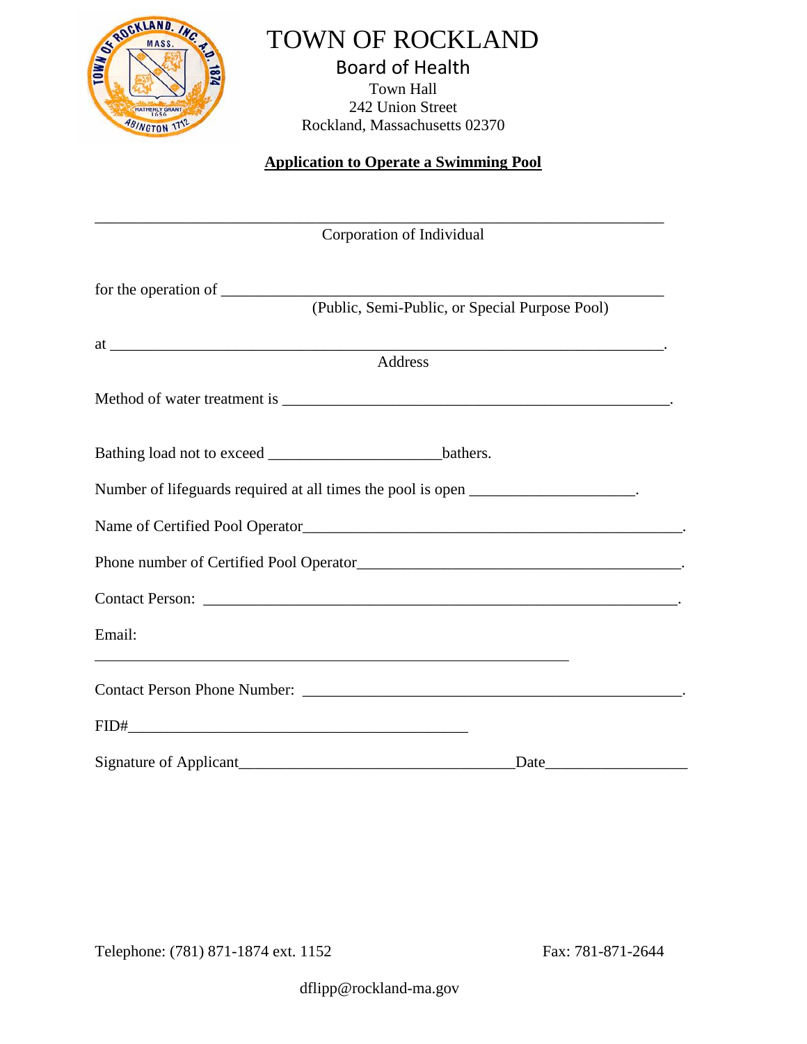# TOWN OF ROCKLAND

## Board of Health

Town Hall
242 Union Street
Rockland, Massachusetts 02370

**Application to Operate a Swimming Pool**

_______________________________________________________________________
Corporation of Individual

for the operation of ______________________________________________________
(Public, Semi-Public, or Special Purpose Pool)

at _____________________________________________________________________.
Address

Method of water treatment is _____________________________________________.

Bathing load not to exceed ____________________bathers.

Number of lifeguards required at all times the pool is open ___________________.

Name of Certified Pool Operator_____________________________________________.

Phone number of Certified Pool Operator______________________________________.

Contact Person: __________________________________________________________.

Email:
__________________________________________________________

Contact Person Phone Number: ____________________________________________.

FID#________________________________________

Signature of Applicant_______________________________Date________________

Telephone: (781) 871-1874 ext. 1152 Fax: 781-871-2644

dflipp@rockland-ma.gov